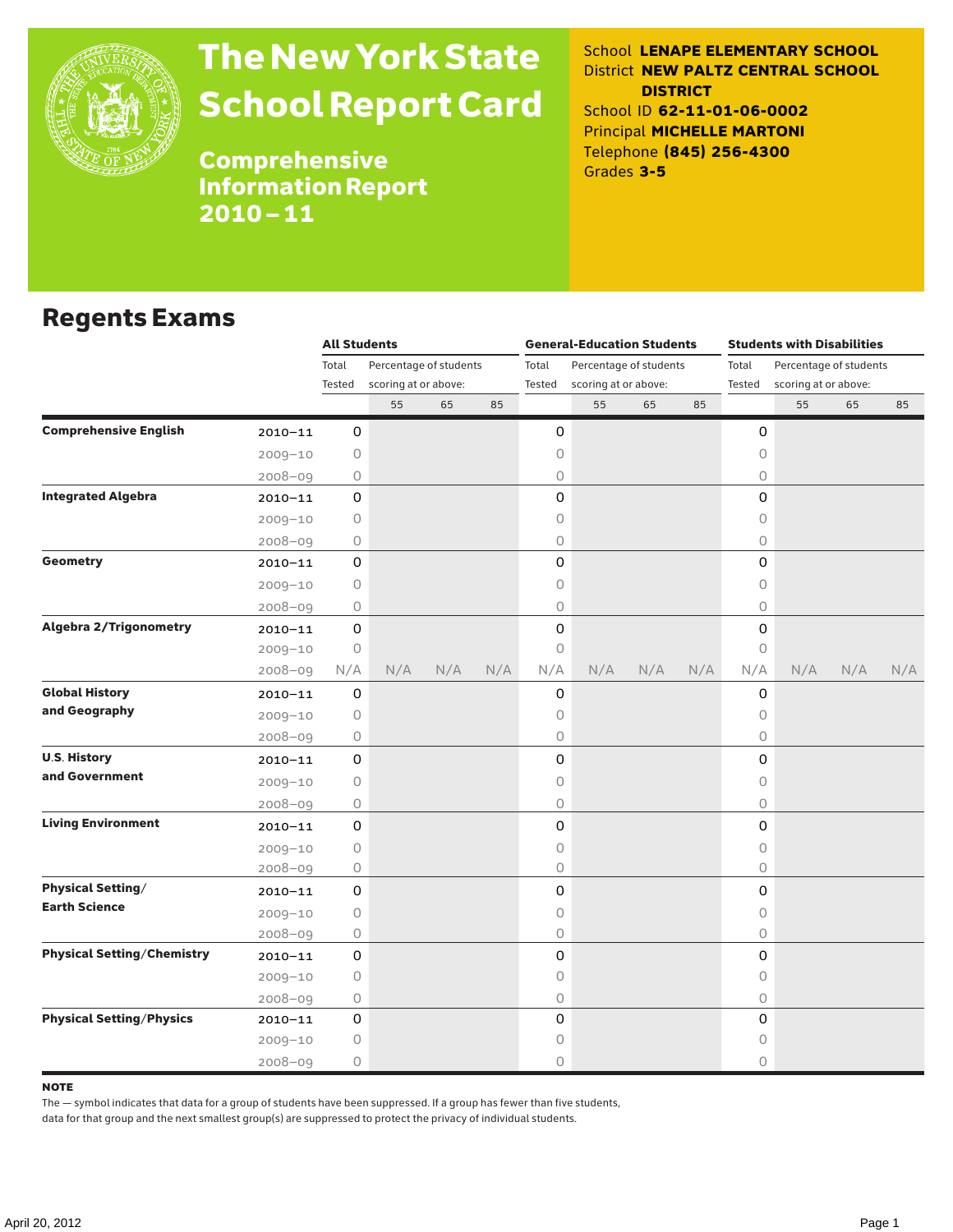# The New York State School Report Card

## Comprehensive Information Report 2010–11

School **LENAPE ELEMENTARY SCHOOL**
District **NEW PALTZ CENTRAL SCHOOL DISTRICT**
School ID **62-11-01-06-0002**
Principal **MICHELLE MARTONI**
Telephone **(845) 256-4300**
Grades **3-5**

## Regents Exams

| | | All Students | | | | General-Education Students | | | | Students with Disabilities | | | |
|---|---|---|---|---|---|---|---|---|---|---|---|---|---|
| | | Total Tested | Percentage of students scoring at or above: | | | Total Tested | Percentage of students scoring at or above: | | | Total Tested | Percentage of students scoring at or above: | | |
| | | | 55 | 65 | 85 | | 55 | 65 | 85 | | 55 | 65 | 85 |
| **Comprehensive English** | 2010–11 | 0 | | | | 0 | | | | 0 | | | |
| | 2009–10 | 0 | | | | 0 | | | | 0 | | | |
| | 2008–09 | 0 | | | | 0 | | | | 0 | | | |
| **Integrated Algebra** | 2010–11 | 0 | | | | 0 | | | | 0 | | | |
| | 2009–10 | 0 | | | | 0 | | | | 0 | | | |
| | 2008–09 | 0 | | | | 0 | | | | 0 | | | |
| **Geometry** | 2010–11 | 0 | | | | 0 | | | | 0 | | | |
| | 2009–10 | 0 | | | | 0 | | | | 0 | | | |
| | 2008–09 | 0 | | | | 0 | | | | 0 | | | |
| **Algebra 2/Trigonometry** | 2010–11 | 0 | | | | 0 | | | | 0 | | | |
| | 2009–10 | 0 | | | | 0 | | | | 0 | | | |
| | 2008–09 | N/A | N/A | N/A | N/A | N/A | N/A | N/A | N/A | N/A | N/A | N/A | N/A |
| **Global History and Geography** | 2010–11 | 0 | | | | 0 | | | | 0 | | | |
| | 2009–10 | 0 | | | | 0 | | | | 0 | | | |
| | 2008–09 | 0 | | | | 0 | | | | 0 | | | |
| **U.S. History and Government** | 2010–11 | 0 | | | | 0 | | | | 0 | | | |
| | 2009–10 | 0 | | | | 0 | | | | 0 | | | |
| | 2008–09 | 0 | | | | 0 | | | | 0 | | | |
| **Living Environment** | 2010–11 | 0 | | | | 0 | | | | 0 | | | |
| | 2009–10 | 0 | | | | 0 | | | | 0 | | | |
| | 2008–09 | 0 | | | | 0 | | | | 0 | | | |
| **Physical Setting/ Earth Science** | 2010–11 | 0 | | | | 0 | | | | 0 | | | |
| | 2009–10 | 0 | | | | 0 | | | | 0 | | | |
| | 2008–09 | 0 | | | | 0 | | | | 0 | | | |
| **Physical Setting/Chemistry** | 2010–11 | 0 | | | | 0 | | | | 0 | | | |
| | 2009–10 | 0 | | | | 0 | | | | 0 | | | |
| | 2008–09 | 0 | | | | 0 | | | | 0 | | | |
| **Physical Setting/Physics** | 2010–11 | 0 | | | | 0 | | | | 0 | | | |
| | 2009–10 | 0 | | | | 0 | | | | 0 | | | |
| | 2008–09 | 0 | | | | 0 | | | | 0 | | | |

**NOTE**

The — symbol indicates that data for a group of students have been suppressed. If a group has fewer than five students, data for that group and the next smallest group(s) are suppressed to protect the privacy of individual students.

April 20, 2012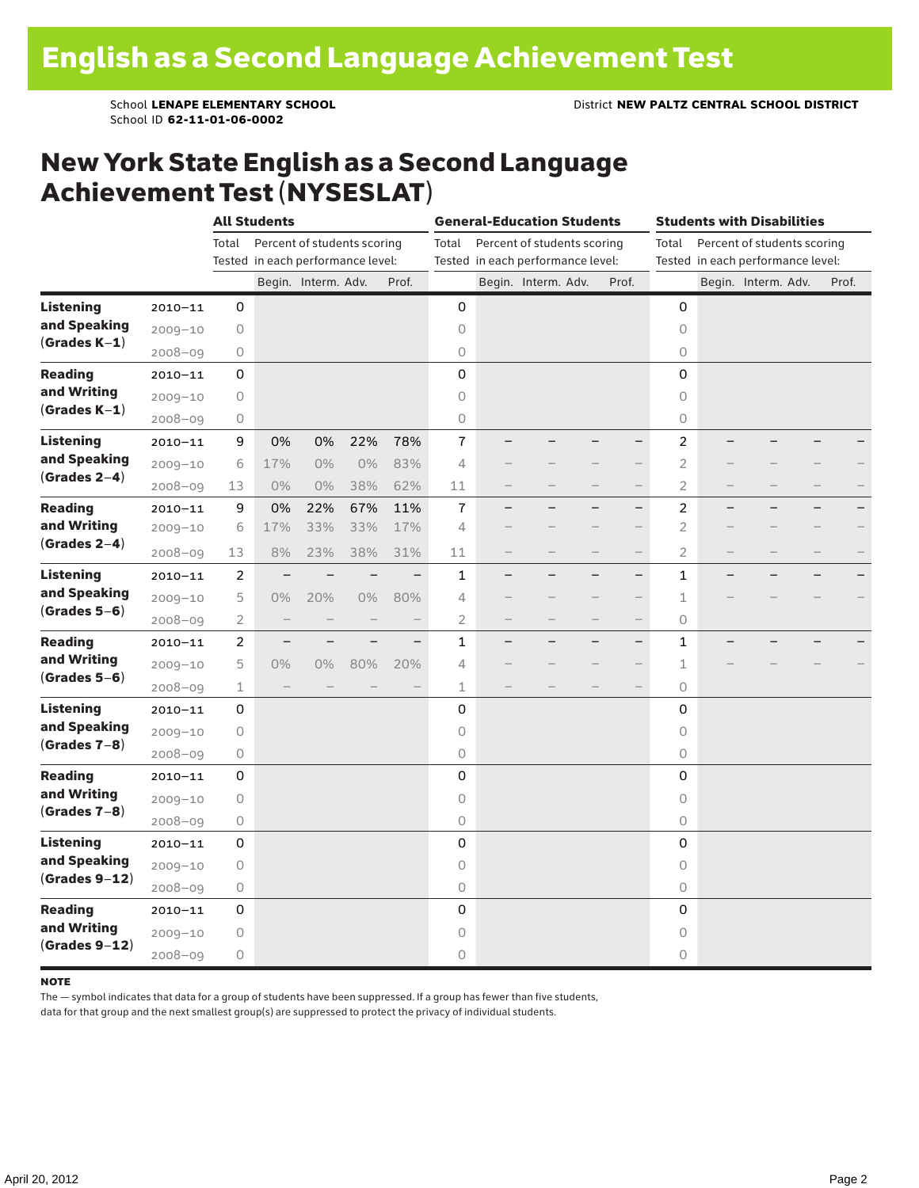# English as a Second Language Achievement Test

School **LENAPE ELEMENTARY SCHOOL** District **NEW PALTZ CENTRAL SCHOOL DISTRICT**
School ID **62-11-01-06-0002**

## New York State English as a Second Language Achievement Test (NYSESLAT)

| | | All Students | | | | | General-Education Students | | | | | Students with Disabilities | | | | |
|---|---|---|---|---|---|---|---|---|---|---|---|---|---|---|---|---|
| | | Total Tested | Percent of students scoring in each performance level: | | | | Total Tested | Percent of students scoring in each performance level: | | | | Total Tested | Percent of students scoring in each performance level: | | | |
| | | | Begin. | Interm. | Adv. | Prof. | | Begin. | Interm. | Adv. | Prof. | | Begin. | Interm. | Adv. | Prof. |
| **Listening and Speaking (Grades K–1)** | 2010–11 | 0 | | | | | 0 | | | | | 0 | | | | |
| | 2009–10 | 0 | | | | | 0 | | | | | 0 | | | | |
| | 2008–09 | 0 | | | | | 0 | | | | | 0 | | | | |
| **Reading and Writing (Grades K–1)** | 2010–11 | 0 | | | | | 0 | | | | | 0 | | | | |
| | 2009–10 | 0 | | | | | 0 | | | | | 0 | | | | |
| | 2008–09 | 0 | | | | | 0 | | | | | 0 | | | | |
| **Listening and Speaking (Grades 2–4)** | 2010–11 | 9 | 0% | 0% | 22% | 78% | 7 | – | – | – | – | 2 | – | – | – | – |
| | 2009–10 | 6 | 17% | 0% | 0% | 83% | 4 | – | – | – | – | 2 | – | – | – | – |
| | 2008–09 | 13 | 0% | 0% | 38% | 62% | 11 | – | – | – | – | 2 | – | – | – | – |
| **Reading and Writing (Grades 2–4)** | 2010–11 | 9 | 0% | 22% | 67% | 11% | 7 | – | – | – | – | 2 | – | – | – | – |
| | 2009–10 | 6 | 17% | 33% | 33% | 17% | 4 | – | – | – | – | 2 | – | – | – | – |
| | 2008–09 | 13 | 8% | 23% | 38% | 31% | 11 | – | – | – | – | 2 | – | – | – | – |
| **Listening and Speaking (Grades 5–6)** | 2010–11 | 2 | – | – | – | – | 1 | – | – | – | – | 1 | – | – | – | – |
| | 2009–10 | 5 | 0% | 20% | 0% | 80% | 4 | – | – | – | – | 1 | – | – | – | – |
| | 2008–09 | 2 | – | – | – | – | 2 | – | – | – | – | 0 | | | | |
| **Reading and Writing (Grades 5–6)** | 2010–11 | 2 | – | – | – | – | 1 | – | – | – | – | 1 | – | – | – | – |
| | 2009–10 | 5 | 0% | 0% | 80% | 20% | 4 | – | – | – | – | 1 | – | – | – | – |
| | 2008–09 | 1 | – | – | – | – | 1 | – | – | – | – | 0 | | | | |
| **Listening and Speaking (Grades 7–8)** | 2010–11 | 0 | | | | | 0 | | | | | 0 | | | | |
| | 2009–10 | 0 | | | | | 0 | | | | | 0 | | | | |
| | 2008–09 | 0 | | | | | 0 | | | | | 0 | | | | |
| **Reading and Writing (Grades 7–8)** | 2010–11 | 0 | | | | | 0 | | | | | 0 | | | | |
| | 2009–10 | 0 | | | | | 0 | | | | | 0 | | | | |
| | 2008–09 | 0 | | | | | 0 | | | | | 0 | | | | |
| **Listening and Speaking (Grades 9–12)** | 2010–11 | 0 | | | | | 0 | | | | | 0 | | | | |
| | 2009–10 | 0 | | | | | 0 | | | | | 0 | | | | |
| | 2008–09 | 0 | | | | | 0 | | | | | 0 | | | | |
| **Reading and Writing (Grades 9–12)** | 2010–11 | 0 | | | | | 0 | | | | | 0 | | | | |
| | 2009–10 | 0 | | | | | 0 | | | | | 0 | | | | |
| | 2008–09 | 0 | | | | | 0 | | | | | 0 | | | | |

**NOTE**

The — symbol indicates that data for a group of students have been suppressed. If a group has fewer than five students, data for that group and the next smallest group(s) are suppressed to protect the privacy of individual students.

April 20, 2012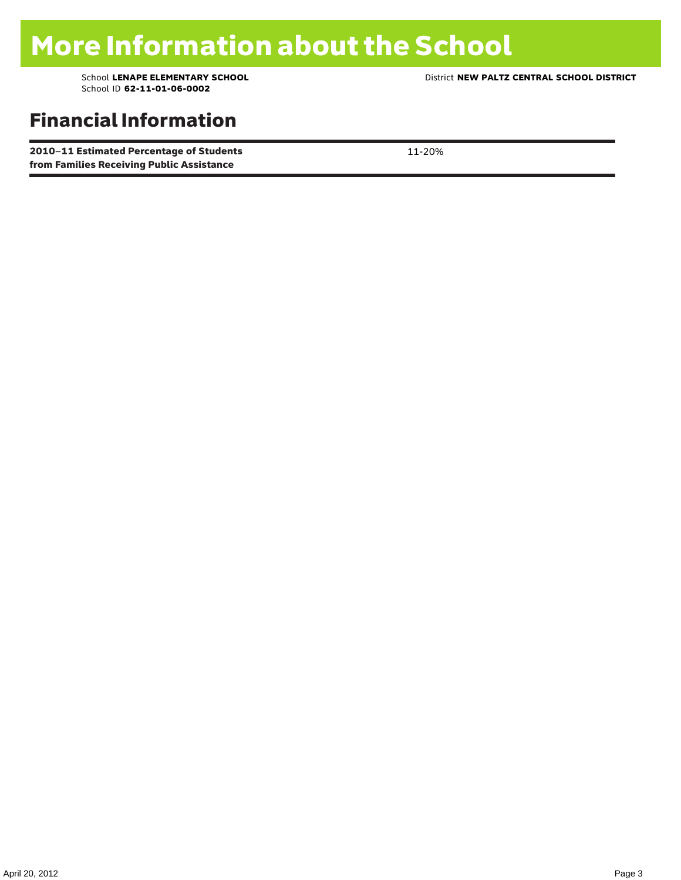# More Information about the School

School **LENAPE ELEMENTARY SCHOOL**
School ID **62-11-01-06-0002**

District **NEW PALTZ CENTRAL SCHOOL DISTRICT**

## Financial Information

| | |
|---|---|
| **2010–11 Estimated Percentage of Students from Families Receiving Public Assistance** | 11-20% |

April 20, 2012